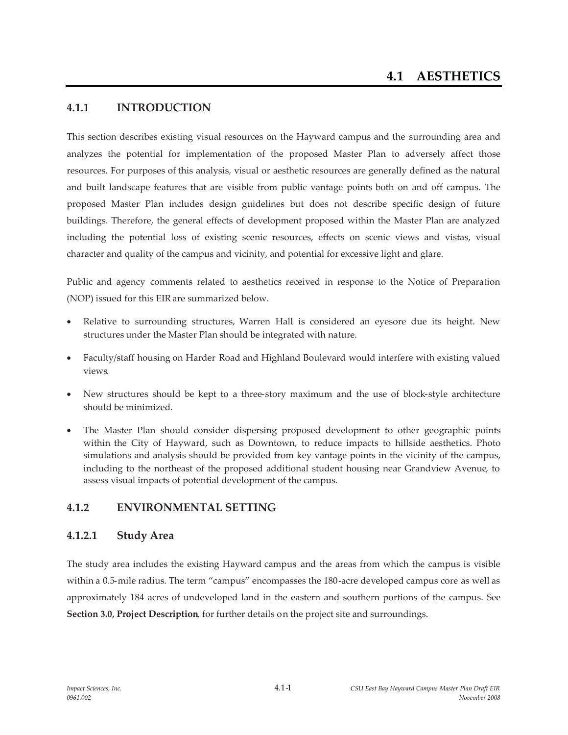# 4.1 AESTHETICS

## 4.1.1 INTRODUCTION

This section describes existing visual resources on the Hayward campus and the surrounding area and analyzes the potential for implementation of the proposed Master Plan to adversely affect those resources. For purposes of this analysis, visual or aesthetic resources are generally defined as the natural and built landscape features that are visible from public vantage points both on and off campus. The proposed Master Plan includes design guidelines but does not describe specific design of future buildings. Therefore, the general effects of development proposed within the Master Plan are analyzed including the potential loss of existing scenic resources, effects on scenic views and vistas, visual character and quality of the campus and vicinity, and potential for excessive light and glare.

Public and agency comments related to aesthetics received in response to the Notice of Preparation (NOP) issued for this EIR are summarized below.

- Relative to surrounding structures, Warren Hall is considered an eyesore due its height. New structures under the Master Plan should be integrated with nature.
- Faculty/staff housing on Harder Road and Highland Boulevard would interfere with existing valued views.
- New structures should be kept to a three-story maximum and the use of block-style architecture should be minimized.
- The Master Plan should consider dispersing proposed development to other geographic points within the City of Hayward, such as Downtown, to reduce impacts to hillside aesthetics. Photo simulations and analysis should be provided from key vantage points in the vicinity of the campus, including to the northeast of the proposed additional student housing near Grandview Avenue, to assess visual impacts of potential development of the campus.

## 4.1.2 ENVIRONMENTAL SETTING

### 4.1.2.1 Study Area

The study area includes the existing Hayward campus and the areas from which the campus is visible within a 0.5-mile radius. The term "campus" encompasses the 180-acre developed campus core as well as approximately 184 acres of undeveloped land in the eastern and southern portions of the campus. See **Section 3.0, Project Description**, for further details on the project site and surroundings.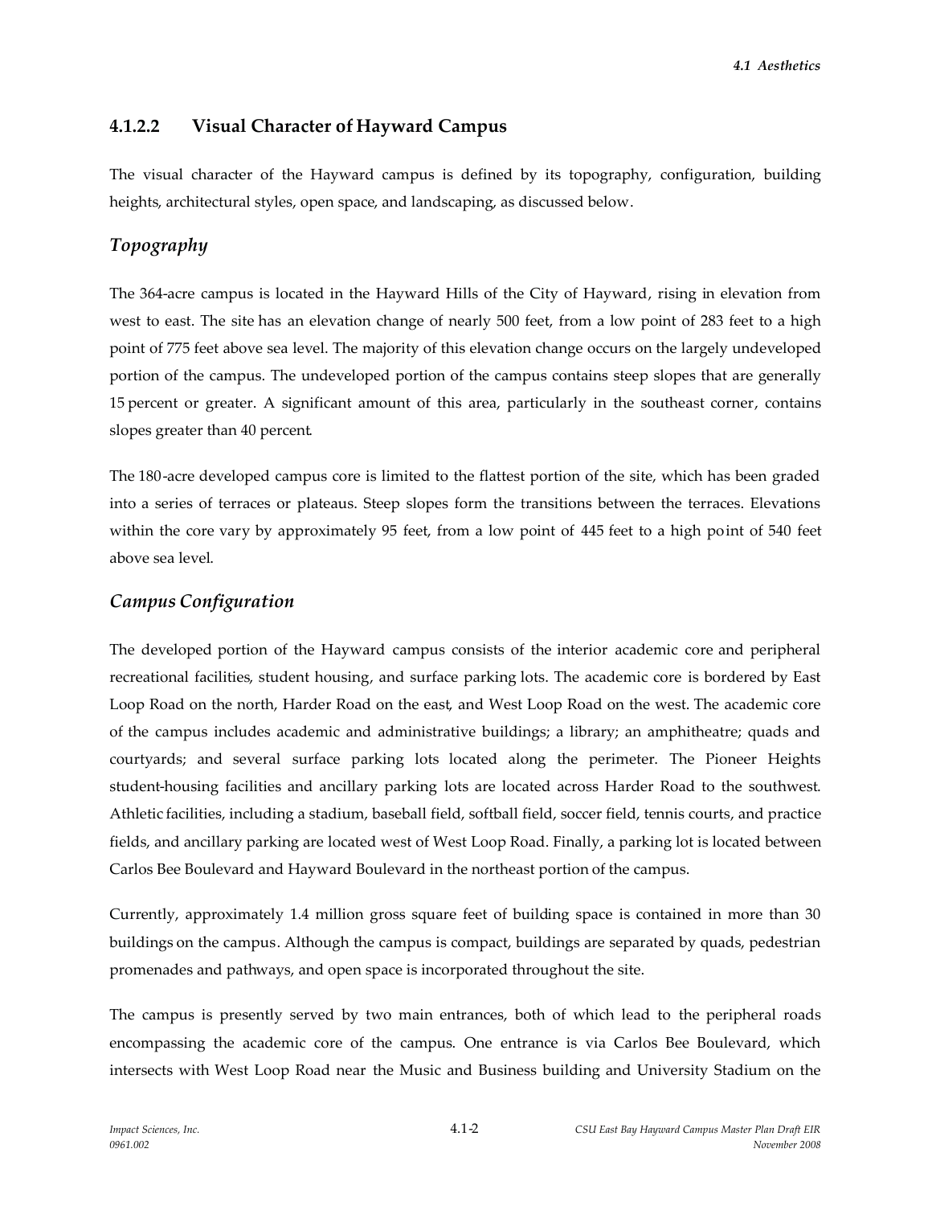### 4.1.2.2 Visual Character of Hayward Campus

The visual character of the Hayward campus is defined by its topography, configuration, building heights, architectural styles, open space, and landscaping, as discussed below.

#### *Topography*

The 364-acre campus is located in the Hayward Hills of the City of Hayward, rising in elevation from west to east. The site has an elevation change of nearly 500 feet, from a low point of 283 feet to a high point of 775 feet above sea level. The majority of this elevation change occurs on the largely undeveloped portion of the campus. The undeveloped portion of the campus contains steep slopes that are generally 15 percent or greater. A significant amount of this area, particularly in the southeast corner, contains slopes greater than 40 percent.

The 180-acre developed campus core is limited to the flattest portion of the site, which has been graded into a series of terraces or plateaus. Steep slopes form the transitions between the terraces. Elevations within the core vary by approximately 95 feet, from a low point of 445 feet to a high point of 540 feet above sea level.

#### *Campus Configuration*

The developed portion of the Hayward campus consists of the interior academic core and peripheral recreational facilities, student housing, and surface parking lots. The academic core is bordered by East Loop Road on the north, Harder Road on the east, and West Loop Road on the west. The academic core of the campus includes academic and administrative buildings; a library; an amphitheatre; quads and courtyards; and several surface parking lots located along the perimeter. The Pioneer Heights student-housing facilities and ancillary parking lots are located across Harder Road to the southwest. Athletic facilities, including a stadium, baseball field, softball field, soccer field, tennis courts, and practice fields, and ancillary parking are located west of West Loop Road. Finally, a parking lot is located between Carlos Bee Boulevard and Hayward Boulevard in the northeast portion of the campus.

Currently, approximately 1.4 million gross square feet of building space is contained in more than 30 buildings on the campus. Although the campus is compact, buildings are separated by quads, pedestrian promenades and pathways, and open space is incorporated throughout the site.

The campus is presently served by two main entrances, both of which lead to the peripheral roads encompassing the academic core of the campus. One entrance is via Carlos Bee Boulevard, which intersects with West Loop Road near the Music and Business building and University Stadium on the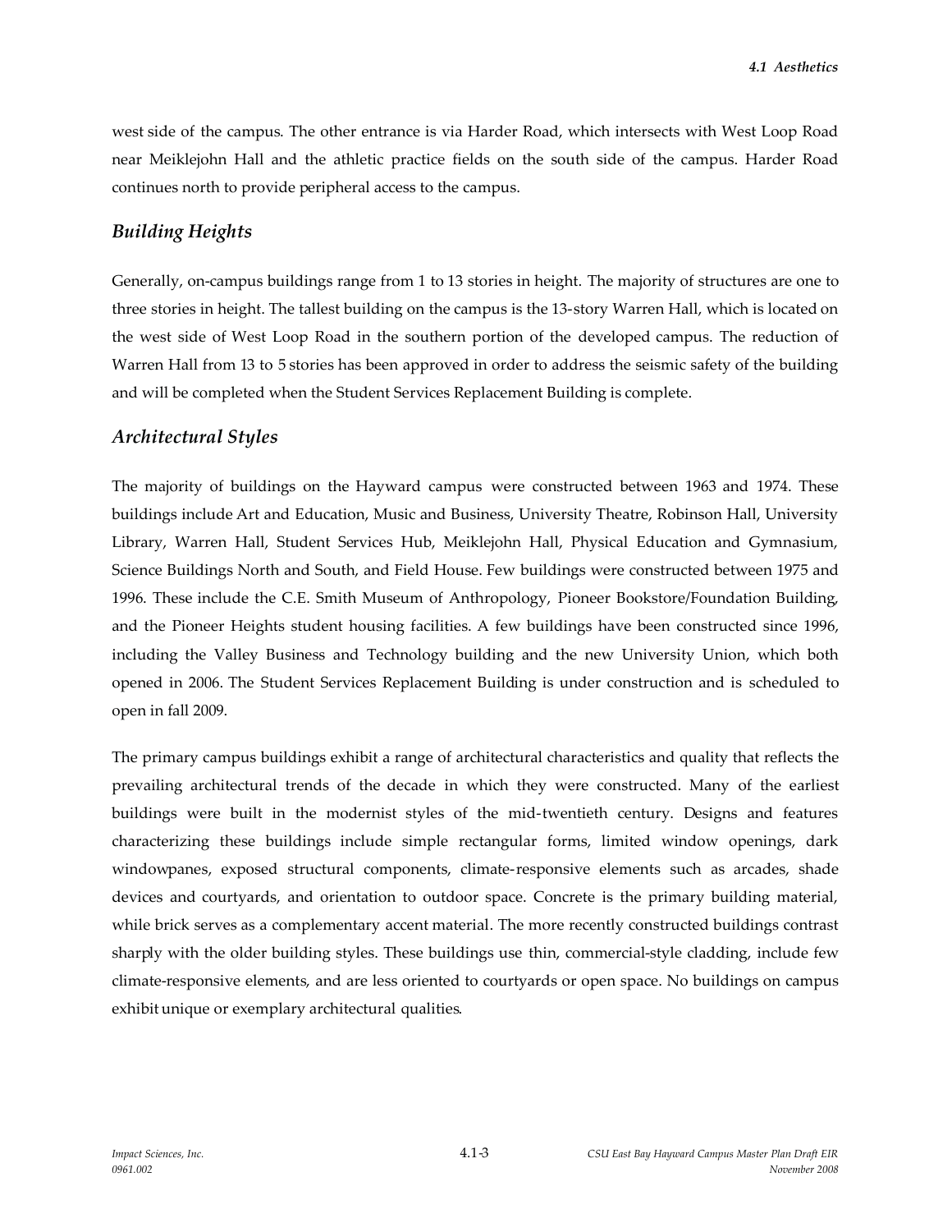west side of the campus. The other entrance is via Harder Road, which intersects with West Loop Road near Meiklejohn Hall and the athletic practice fields on the south side of the campus. Harder Road continues north to provide peripheral access to the campus.

### *Building Heights*

Generally, on-campus buildings range from 1 to 13 stories in height. The majority of structures are one to three stories in height. The tallest building on the campus is the 13-story Warren Hall, which is located on the west side of West Loop Road in the southern portion of the developed campus. The reduction of Warren Hall from 13 to 5 stories has been approved in order to address the seismic safety of the building and will be completed when the Student Services Replacement Building is complete.

### *Architectural Styles*

The majority of buildings on the Hayward campus were constructed between 1963 and 1974. These buildings include Art and Education, Music and Business, University Theatre, Robinson Hall, University Library, Warren Hall, Student Services Hub, Meiklejohn Hall, Physical Education and Gymnasium, Science Buildings North and South, and Field House. Few buildings were constructed between 1975 and 1996. These include the C.E. Smith Museum of Anthropology, Pioneer Bookstore/Foundation Building, and the Pioneer Heights student housing facilities. A few buildings have been constructed since 1996, including the Valley Business and Technology building and the new University Union, which both opened in 2006. The Student Services Replacement Building is under construction and is scheduled to open in fall 2009.

The primary campus buildings exhibit a range of architectural characteristics and quality that reflects the prevailing architectural trends of the decade in which they were constructed. Many of the earliest buildings were built in the modernist styles of the mid-twentieth century. Designs and features characterizing these buildings include simple rectangular forms, limited window openings, dark windowpanes, exposed structural components, climate-responsive elements such as arcades, shade devices and courtyards, and orientation to outdoor space. Concrete is the primary building material, while brick serves as a complementary accent material. The more recently constructed buildings contrast sharply with the older building styles. These buildings use thin, commercial-style cladding, include few climate-responsive elements, and are less oriented to courtyards or open space. No buildings on campus exhibit unique or exemplary architectural qualities.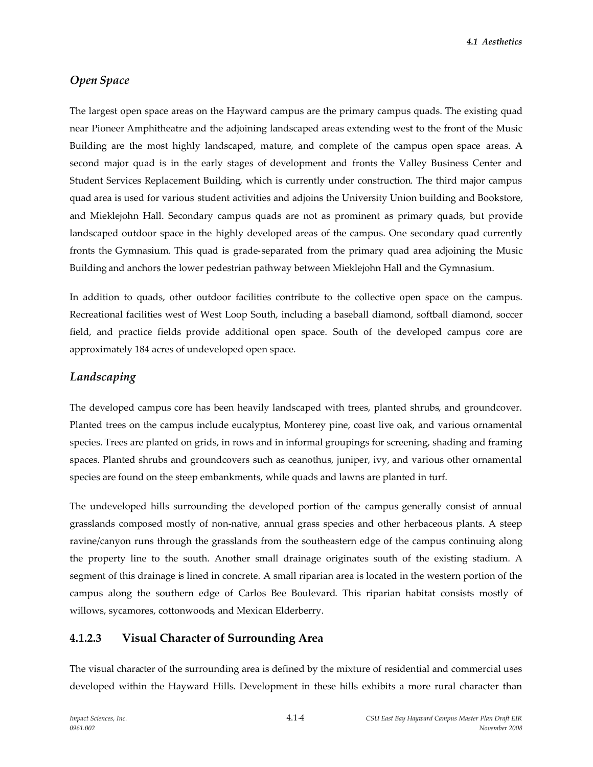### *Open Space*

The largest open space areas on the Hayward campus are the primary campus quads. The existing quad near Pioneer Amphitheatre and the adjoining landscaped areas extending west to the front of the Music Building are the most highly landscaped, mature, and complete of the campus open space areas. A second major quad is in the early stages of development and fronts the Valley Business Center and Student Services Replacement Building, which is currently under construction. The third major campus quad area is used for various student activities and adjoins the University Union building and Bookstore, and Mieklejohn Hall. Secondary campus quads are not as prominent as primary quads, but provide landscaped outdoor space in the highly developed areas of the campus. One secondary quad currently fronts the Gymnasium. This quad is grade-separated from the primary quad area adjoining the Music Building and anchors the lower pedestrian pathway between Mieklejohn Hall and the Gymnasium.

In addition to quads, other outdoor facilities contribute to the collective open space on the campus. Recreational facilities west of West Loop South, including a baseball diamond, softball diamond, soccer field, and practice fields provide additional open space. South of the developed campus core are approximately 184 acres of undeveloped open space.

### *Landscaping*

The developed campus core has been heavily landscaped with trees, planted shrubs, and groundcover. Planted trees on the campus include eucalyptus, Monterey pine, coast live oak, and various ornamental species. Trees are planted on grids, in rows and in informal groupings for screening, shading and framing spaces. Planted shrubs and groundcovers such as ceanothus, juniper, ivy, and various other ornamental species are found on the steep embankments, while quads and lawns are planted in turf.

The undeveloped hills surrounding the developed portion of the campus generally consist of annual grasslands composed mostly of non-native, annual grass species and other herbaceous plants. A steep ravine/canyon runs through the grasslands from the southeastern edge of the campus continuing along the property line to the south. Another small drainage originates south of the existing stadium. A segment of this drainage is lined in concrete. A small riparian area is located in the western portion of the campus along the southern edge of Carlos Bee Boulevard. This riparian habitat consists mostly of willows, sycamores, cottonwoods, and Mexican Elderberry.

## 4.1.2.3 Visual Character of Surrounding Area

The visual character of the surrounding area is defined by the mixture of residential and commercial uses developed within the Hayward Hills. Development in these hills exhibits a more rural character than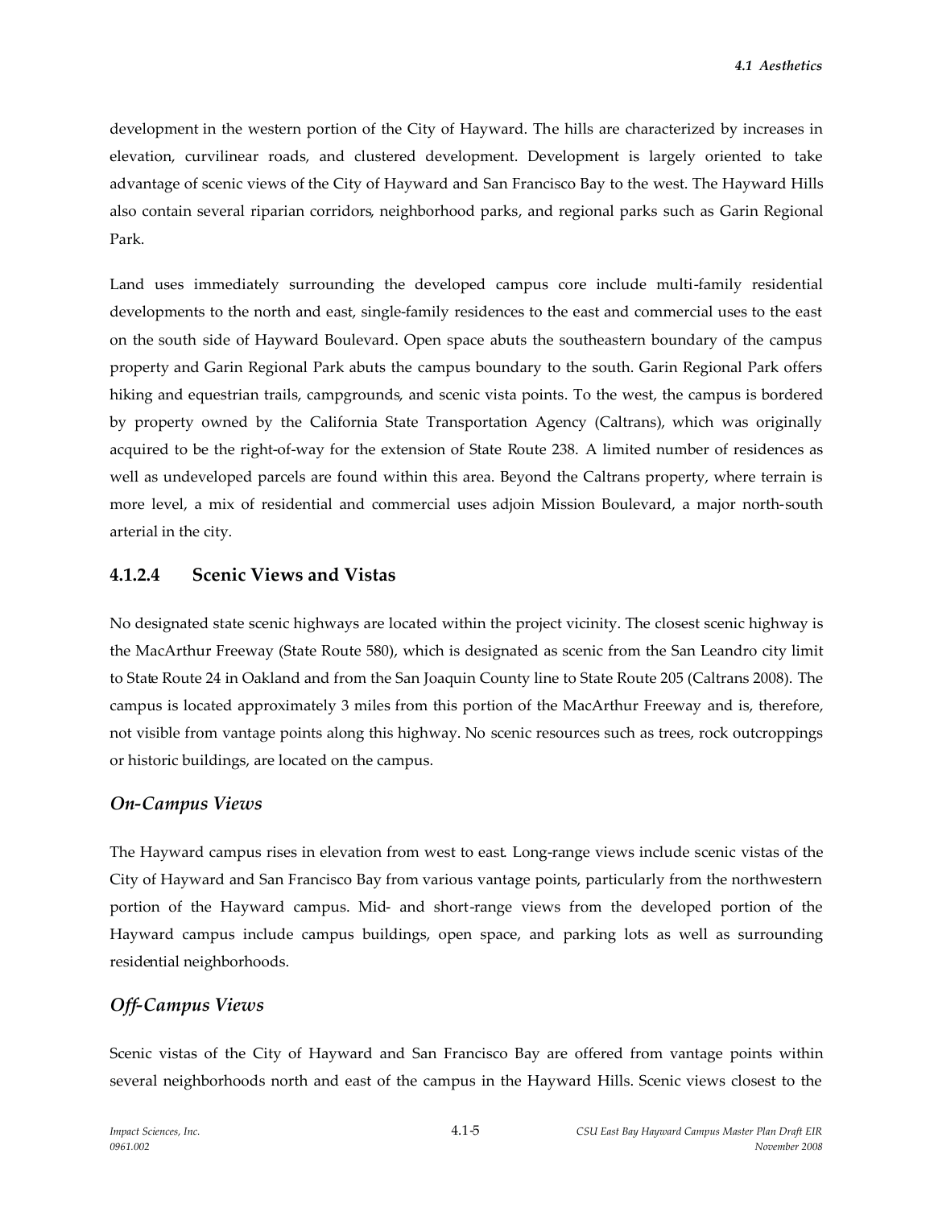development in the western portion of the City of Hayward. The hills are characterized by increases in elevation, curvilinear roads, and clustered development. Development is largely oriented to take advantage of scenic views of the City of Hayward and San Francisco Bay to the west. The Hayward Hills also contain several riparian corridors, neighborhood parks, and regional parks such as Garin Regional Park.

Land uses immediately surrounding the developed campus core include multi-family residential developments to the north and east, single-family residences to the east and commercial uses to the east on the south side of Hayward Boulevard. Open space abuts the southeastern boundary of the campus property and Garin Regional Park abuts the campus boundary to the south. Garin Regional Park offers hiking and equestrian trails, campgrounds, and scenic vista points. To the west, the campus is bordered by property owned by the California State Transportation Agency (Caltrans), which was originally acquired to be the right-of-way for the extension of State Route 238. A limited number of residences as well as undeveloped parcels are found within this area. Beyond the Caltrans property, where terrain is more level, a mix of residential and commercial uses adjoin Mission Boulevard, a major north-south arterial in the city.

### 4.1.2.4 Scenic Views and Vistas

No designated state scenic highways are located within the project vicinity. The closest scenic highway is the MacArthur Freeway (State Route 580), which is designated as scenic from the San Leandro city limit to State Route 24 in Oakland and from the San Joaquin County line to State Route 205 (Caltrans 2008). The campus is located approximately 3 miles from this portion of the MacArthur Freeway and is, therefore, not visible from vantage points along this highway. No scenic resources such as trees, rock outcroppings or historic buildings, are located on the campus.

#### *On-Campus Views*

The Hayward campus rises in elevation from west to east. Long-range views include scenic vistas of the City of Hayward and San Francisco Bay from various vantage points, particularly from the northwestern portion of the Hayward campus. Mid- and short-range views from the developed portion of the Hayward campus include campus buildings, open space, and parking lots as well as surrounding residential neighborhoods.

#### *Off-Campus Views*

Scenic vistas of the City of Hayward and San Francisco Bay are offered from vantage points within several neighborhoods north and east of the campus in the Hayward Hills. Scenic views closest to the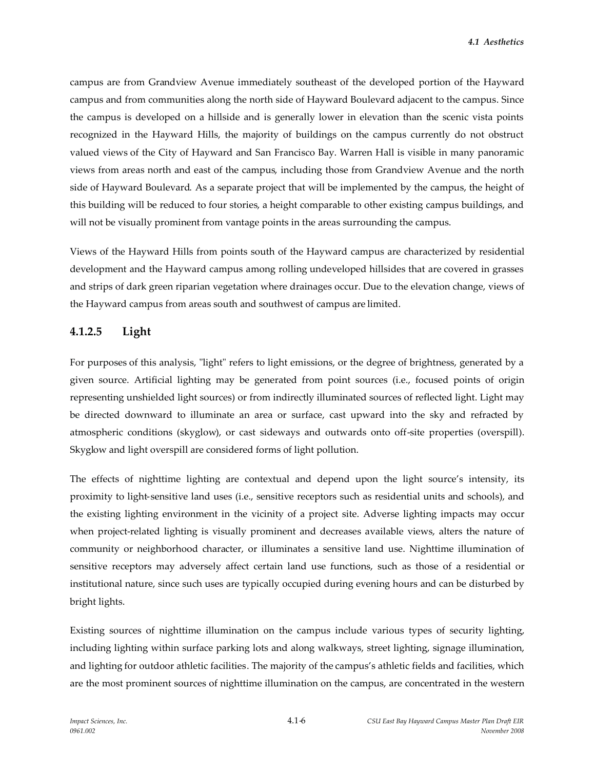campus are from Grandview Avenue immediately southeast of the developed portion of the Hayward campus and from communities along the north side of Hayward Boulevard adjacent to the campus. Since the campus is developed on a hillside and is generally lower in elevation than the scenic vista points recognized in the Hayward Hills, the majority of buildings on the campus currently do not obstruct valued views of the City of Hayward and San Francisco Bay. Warren Hall is visible in many panoramic views from areas north and east of the campus, including those from Grandview Avenue and the north side of Hayward Boulevard. As a separate project that will be implemented by the campus, the height of this building will be reduced to four stories, a height comparable to other existing campus buildings, and will not be visually prominent from vantage points in the areas surrounding the campus.

Views of the Hayward Hills from points south of the Hayward campus are characterized by residential development and the Hayward campus among rolling undeveloped hillsides that are covered in grasses and strips of dark green riparian vegetation where drainages occur. Due to the elevation change, views of the Hayward campus from areas south and southwest of campus are limited.

### 4.1.2.5 Light

For purposes of this analysis, "light" refers to light emissions, or the degree of brightness, generated by a given source. Artificial lighting may be generated from point sources (i.e., focused points of origin representing unshielded light sources) or from indirectly illuminated sources of reflected light. Light may be directed downward to illuminate an area or surface, cast upward into the sky and refracted by atmospheric conditions (skyglow), or cast sideways and outwards onto off-site properties (overspill). Skyglow and light overspill are considered forms of light pollution.

The effects of nighttime lighting are contextual and depend upon the light source's intensity, its proximity to light-sensitive land uses (i.e., sensitive receptors such as residential units and schools), and the existing lighting environment in the vicinity of a project site. Adverse lighting impacts may occur when project-related lighting is visually prominent and decreases available views, alters the nature of community or neighborhood character, or illuminates a sensitive land use. Nighttime illumination of sensitive receptors may adversely affect certain land use functions, such as those of a residential or institutional nature, since such uses are typically occupied during evening hours and can be disturbed by bright lights.

Existing sources of nighttime illumination on the campus include various types of security lighting, including lighting within surface parking lots and along walkways, street lighting, signage illumination, and lighting for outdoor athletic facilities. The majority of the campus's athletic fields and facilities, which are the most prominent sources of nighttime illumination on the campus, are concentrated in the western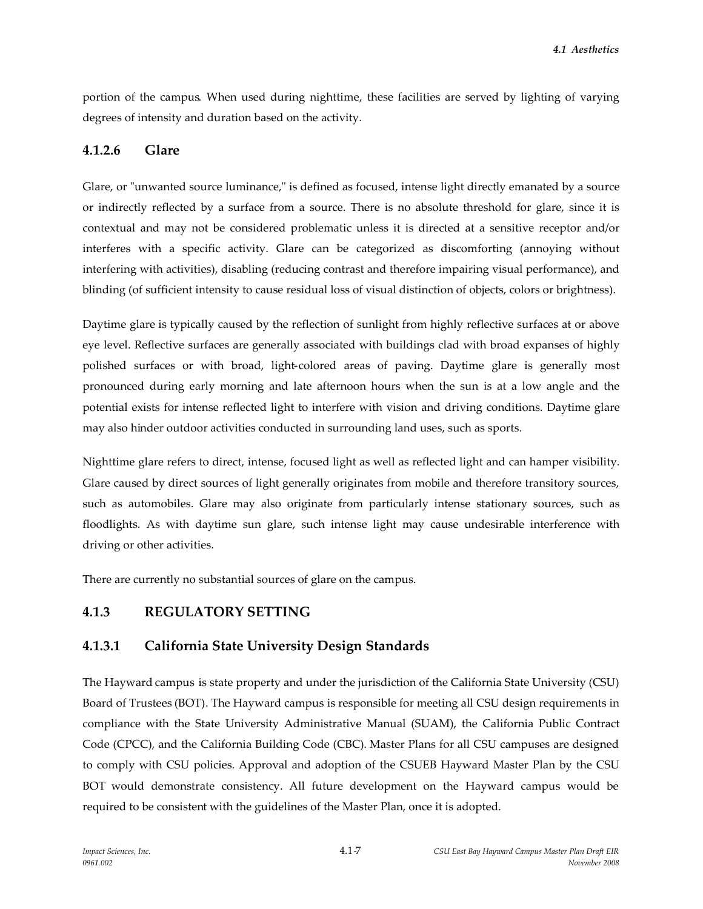portion of the campus. When used during nighttime, these facilities are served by lighting of varying degrees of intensity and duration based on the activity.

### 4.1.2.6 Glare

Glare, or "unwanted source luminance," is defined as focused, intense light directly emanated by a source or indirectly reflected by a surface from a source. There is no absolute threshold for glare, since it is contextual and may not be considered problematic unless it is directed at a sensitive receptor and/or interferes with a specific activity. Glare can be categorized as discomforting (annoying without interfering with activities), disabling (reducing contrast and therefore impairing visual performance), and blinding (of sufficient intensity to cause residual loss of visual distinction of objects, colors or brightness).

Daytime glare is typically caused by the reflection of sunlight from highly reflective surfaces at or above eye level. Reflective surfaces are generally associated with buildings clad with broad expanses of highly polished surfaces or with broad, light-colored areas of paving. Daytime glare is generally most pronounced during early morning and late afternoon hours when the sun is at a low angle and the potential exists for intense reflected light to interfere with vision and driving conditions. Daytime glare may also hinder outdoor activities conducted in surrounding land uses, such as sports.

Nighttime glare refers to direct, intense, focused light as well as reflected light and can hamper visibility. Glare caused by direct sources of light generally originates from mobile and therefore transitory sources, such as automobiles. Glare may also originate from particularly intense stationary sources, such as floodlights. As with daytime sun glare, such intense light may cause undesirable interference with driving or other activities.

There are currently no substantial sources of glare on the campus.

## 4.1.3 REGULATORY SETTING

### 4.1.3.1 California State University Design Standards

The Hayward campus is state property and under the jurisdiction of the California State University (CSU) Board of Trustees (BOT). The Hayward campus is responsible for meeting all CSU design requirements in compliance with the State University Administrative Manual (SUAM), the California Public Contract Code (CPCC), and the California Building Code (CBC). Master Plans for all CSU campuses are designed to comply with CSU policies. Approval and adoption of the CSUEB Hayward Master Plan by the CSU BOT would demonstrate consistency. All future development on the Hayward campus would be required to be consistent with the guidelines of the Master Plan, once it is adopted.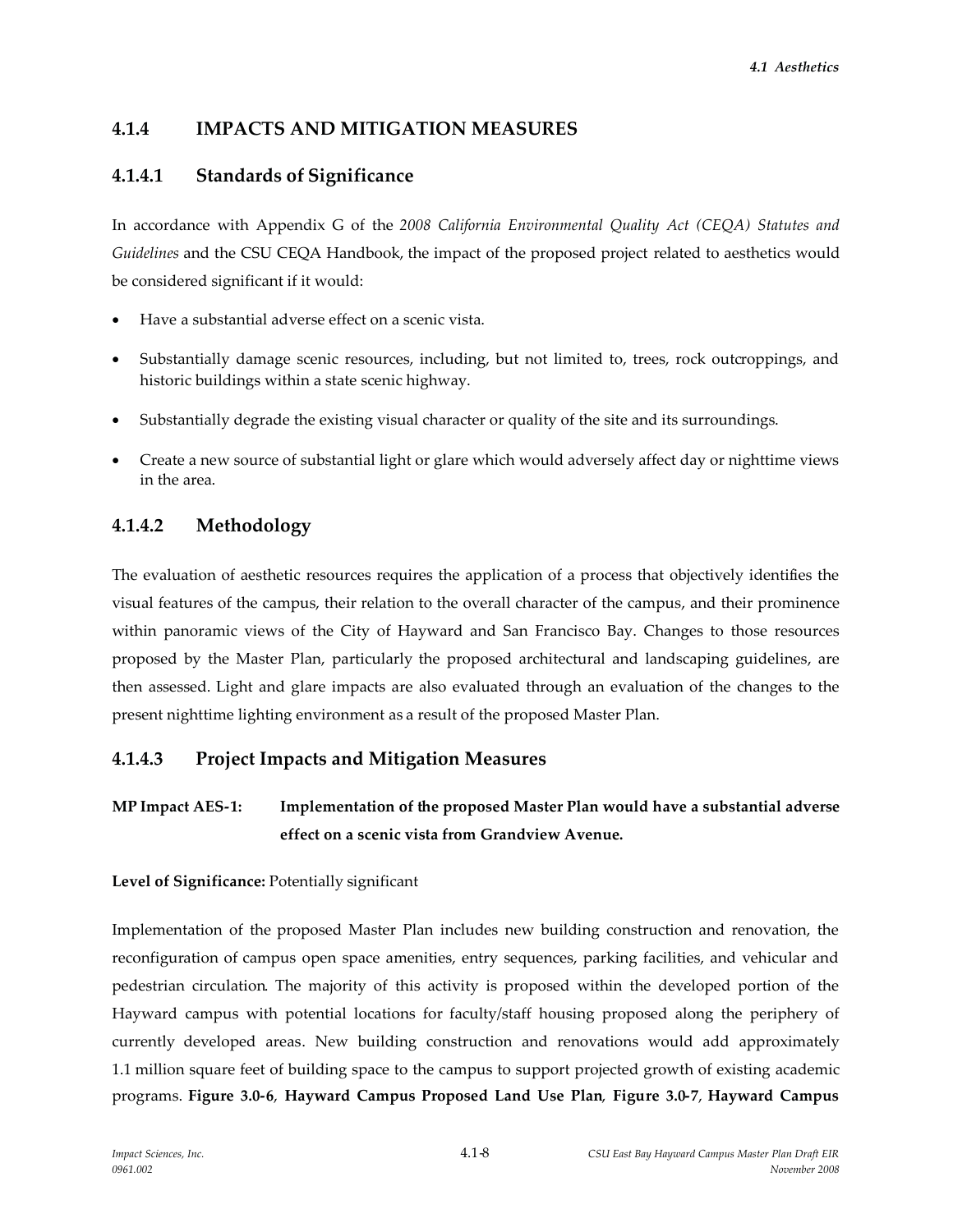## 4.1.4 IMPACTS AND MITIGATION MEASURES

### 4.1.4.1 Standards of Significance

In accordance with Appendix G of the *2008 California Environmental Quality Act (CEQA) Statutes and Guidelines* and the CSU CEQA Handbook, the impact of the proposed project related to aesthetics would be considered significant if it would:

- Have a substantial adverse effect on a scenic vista.
- Substantially damage scenic resources, including, but not limited to, trees, rock outcroppings, and historic buildings within a state scenic highway.
- Substantially degrade the existing visual character or quality of the site and its surroundings.
- Create a new source of substantial light or glare which would adversely affect day or nighttime views in the area.

### 4.1.4.2 Methodology

The evaluation of aesthetic resources requires the application of a process that objectively identifies the visual features of the campus, their relation to the overall character of the campus, and their prominence within panoramic views of the City of Hayward and San Francisco Bay. Changes to those resources proposed by the Master Plan, particularly the proposed architectural and landscaping guidelines, are then assessed. Light and glare impacts are also evaluated through an evaluation of the changes to the present nighttime lighting environment as a result of the proposed Master Plan.

### 4.1.4.3 Project Impacts and Mitigation Measures

**MP Impact AES-1: Implementation of the proposed Master Plan would have a substantial adverse effect on a scenic vista from Grandview Avenue.**

**Level of Significance:** Potentially significant

Implementation of the proposed Master Plan includes new building construction and renovation, the reconfiguration of campus open space amenities, entry sequences, parking facilities, and vehicular and pedestrian circulation. The majority of this activity is proposed within the developed portion of the Hayward campus with potential locations for faculty/staff housing proposed along the periphery of currently developed areas. New building construction and renovations would add approximately 1.1 million square feet of building space to the campus to support projected growth of existing academic programs. **Figure 3.0-6**, **Hayward Campus Proposed Land Use Plan**, **Figure 3.0-7**, **Hayward Campus**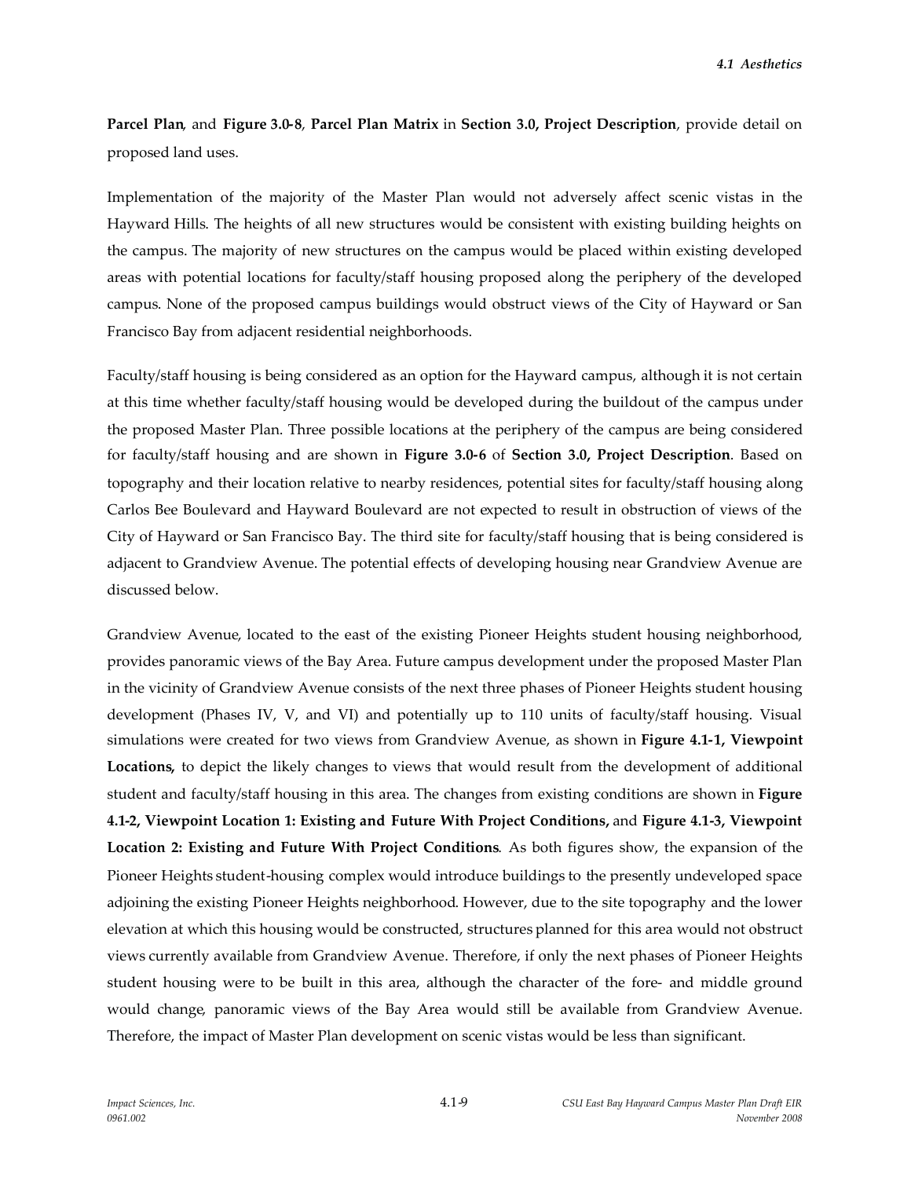**Parcel Plan**, and **Figure 3.0-8**, **Parcel Plan Matrix** in **Section 3.0, Project Description**, provide detail on proposed land uses.

Implementation of the majority of the Master Plan would not adversely affect scenic vistas in the Hayward Hills. The heights of all new structures would be consistent with existing building heights on the campus. The majority of new structures on the campus would be placed within existing developed areas with potential locations for faculty/staff housing proposed along the periphery of the developed campus. None of the proposed campus buildings would obstruct views of the City of Hayward or San Francisco Bay from adjacent residential neighborhoods.

Faculty/staff housing is being considered as an option for the Hayward campus, although it is not certain at this time whether faculty/staff housing would be developed during the buildout of the campus under the proposed Master Plan. Three possible locations at the periphery of the campus are being considered for faculty/staff housing and are shown in **Figure 3.0-6** of **Section 3.0, Project Description**. Based on topography and their location relative to nearby residences, potential sites for faculty/staff housing along Carlos Bee Boulevard and Hayward Boulevard are not expected to result in obstruction of views of the City of Hayward or San Francisco Bay. The third site for faculty/staff housing that is being considered is adjacent to Grandview Avenue. The potential effects of developing housing near Grandview Avenue are discussed below.

Grandview Avenue, located to the east of the existing Pioneer Heights student housing neighborhood, provides panoramic views of the Bay Area. Future campus development under the proposed Master Plan in the vicinity of Grandview Avenue consists of the next three phases of Pioneer Heights student housing development (Phases IV, V, and VI) and potentially up to 110 units of faculty/staff housing. Visual simulations were created for two views from Grandview Avenue, as shown in **Figure 4.1-1, Viewpoint Locations,** to depict the likely changes to views that would result from the development of additional student and faculty/staff housing in this area. The changes from existing conditions are shown in **Figure 4.1-2, Viewpoint Location 1: Existing and Future With Project Conditions,** and **Figure 4.1-3, Viewpoint Location 2: Existing and Future With Project Conditions**. As both figures show, the expansion of the Pioneer Heights student-housing complex would introduce buildings to the presently undeveloped space adjoining the existing Pioneer Heights neighborhood. However, due to the site topography and the lower elevation at which this housing would be constructed, structures planned for this area would not obstruct views currently available from Grandview Avenue. Therefore, if only the next phases of Pioneer Heights student housing were to be built in this area, although the character of the fore- and middle ground would change, panoramic views of the Bay Area would still be available from Grandview Avenue. Therefore, the impact of Master Plan development on scenic vistas would be less than significant.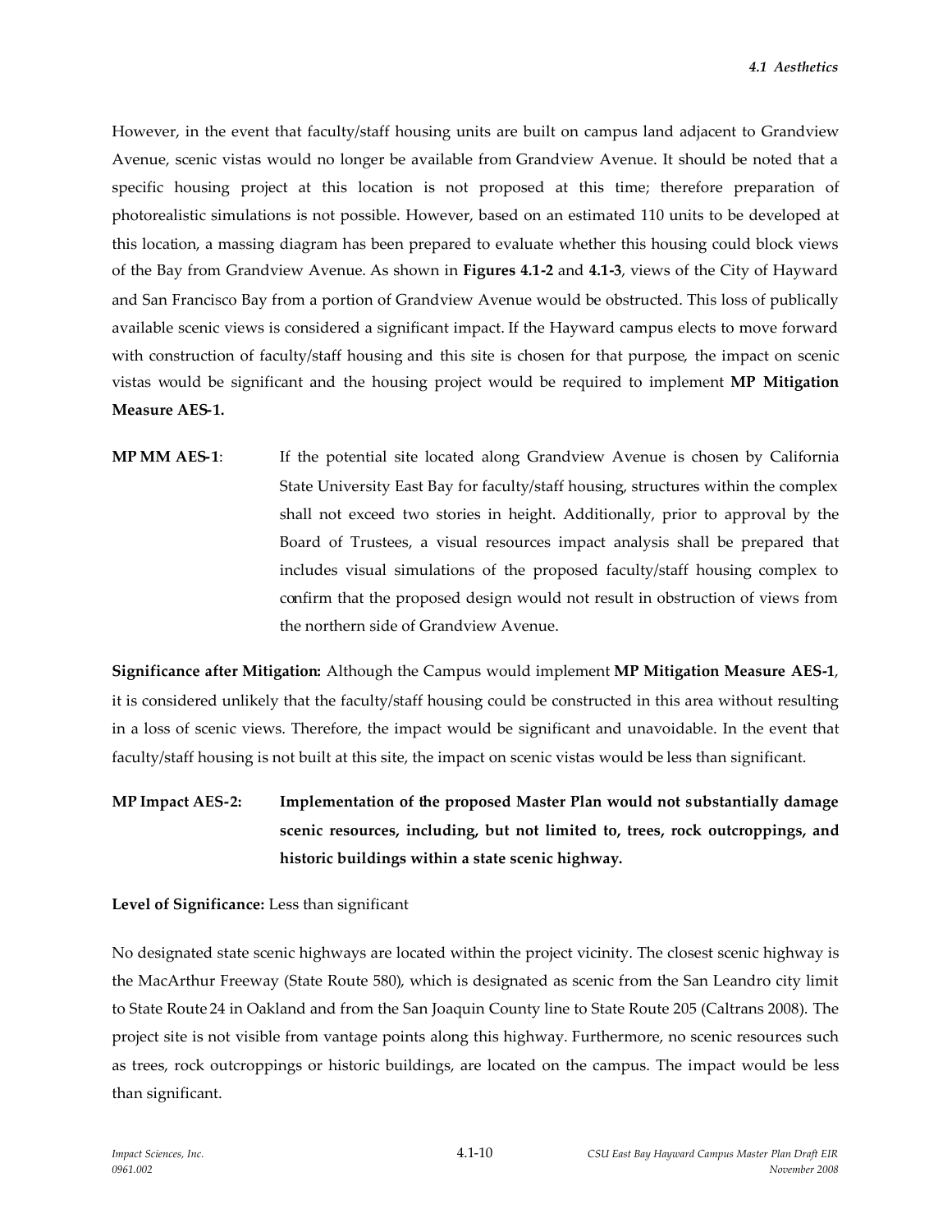However, in the event that faculty/staff housing units are built on campus land adjacent to Grandview Avenue, scenic vistas would no longer be available from Grandview Avenue. It should be noted that a specific housing project at this location is not proposed at this time; therefore preparation of photorealistic simulations is not possible. However, based on an estimated 110 units to be developed at this location, a massing diagram has been prepared to evaluate whether this housing could block views of the Bay from Grandview Avenue. As shown in **Figures 4.1-2** and **4.1-3**, views of the City of Hayward and San Francisco Bay from a portion of Grandview Avenue would be obstructed. This loss of publically available scenic views is considered a significant impact. If the Hayward campus elects to move forward with construction of faculty/staff housing and this site is chosen for that purpose, the impact on scenic vistas would be significant and the housing project would be required to implement **MP Mitigation Measure AES-1.**

**MP MM AES-1**: If the potential site located along Grandview Avenue is chosen by California State University East Bay for faculty/staff housing, structures within the complex shall not exceed two stories in height. Additionally, prior to approval by the Board of Trustees, a visual resources impact analysis shall be prepared that includes visual simulations of the proposed faculty/staff housing complex to confirm that the proposed design would not result in obstruction of views from the northern side of Grandview Avenue.

**Significance after Mitigation:** Although the Campus would implement **MP Mitigation Measure AES-1**, it is considered unlikely that the faculty/staff housing could be constructed in this area without resulting in a loss of scenic views. Therefore, the impact would be significant and unavoidable. In the event that faculty/staff housing is not built at this site, the impact on scenic vistas would be less than significant.

**MP Impact AES-2: Implementation of the proposed Master Plan would not substantially damage scenic resources, including, but not limited to, trees, rock outcroppings, and historic buildings within a state scenic highway.**

**Level of Significance:** Less than significant

No designated state scenic highways are located within the project vicinity. The closest scenic highway is the MacArthur Freeway (State Route 580), which is designated as scenic from the San Leandro city limit to State Route 24 in Oakland and from the San Joaquin County line to State Route 205 (Caltrans 2008). The project site is not visible from vantage points along this highway. Furthermore, no scenic resources such as trees, rock outcroppings or historic buildings, are located on the campus. The impact would be less than significant.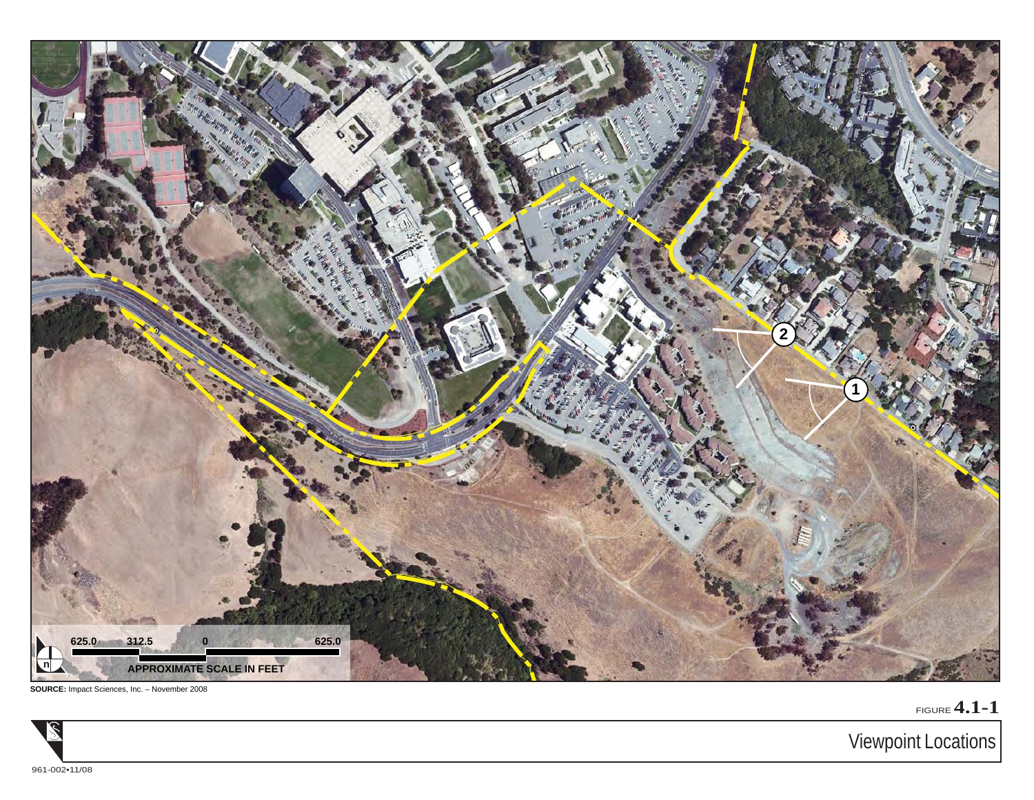1

2

625.0 312.5 0 625.0

APPROXIMATE SCALE IN FEET

**SOURCE:** Impact Sciences, Inc. – November 2008

FIGURE **4.1-1**

Viewpoint Locations

961-002•11/08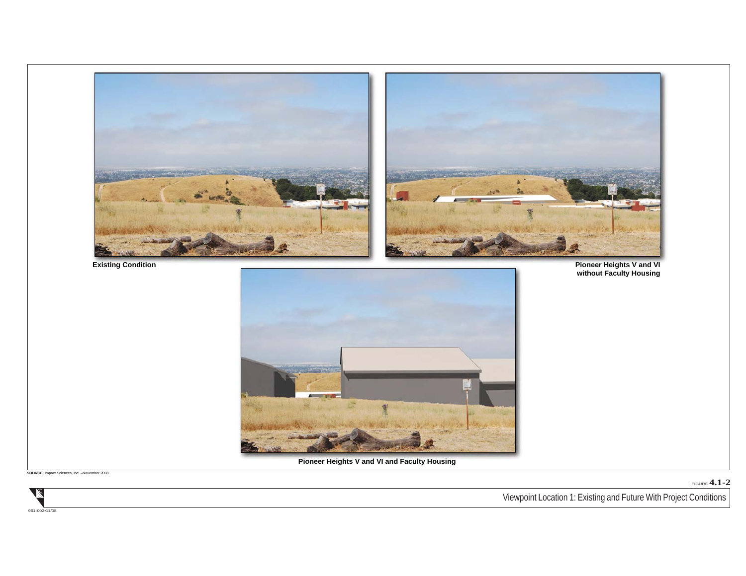Existing Condition

Pioneer Heights V and VI without Faculty Housing

Pioneer Heights V and VI and Faculty Housing

**SOURCE:** Impact Sciences, Inc. –November 2008

FIGURE **4.1-2**

Viewpoint Location 1: Existing and Future With Project Conditions

961-002•11/08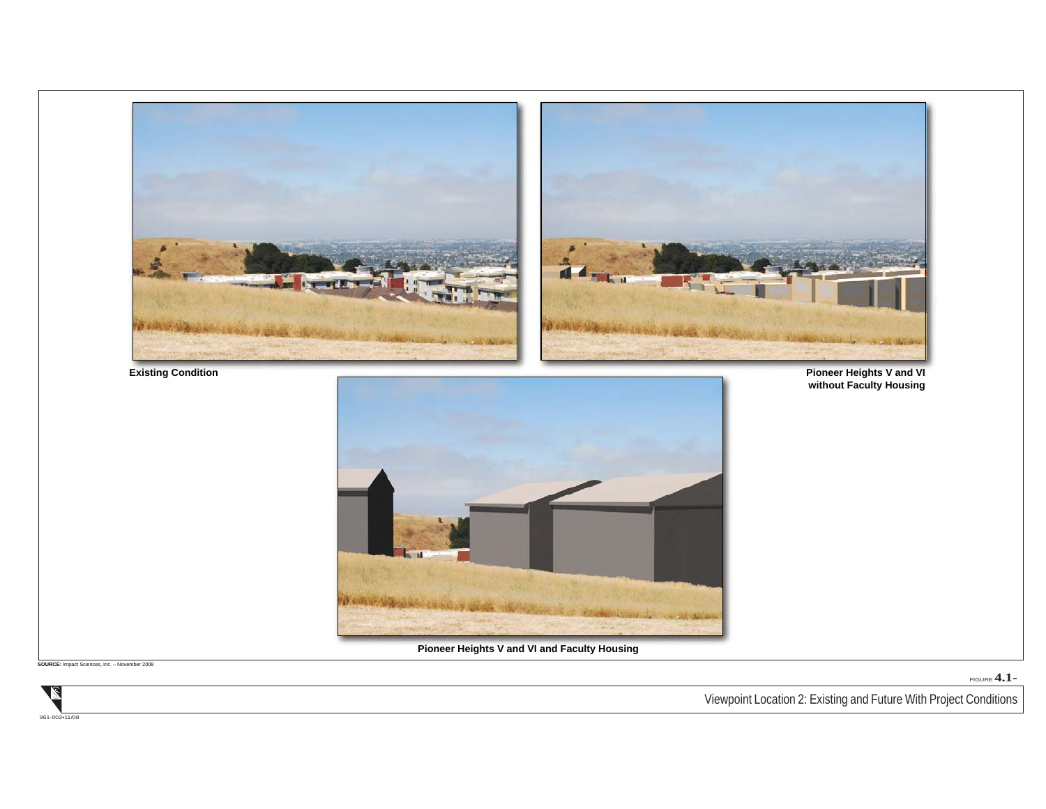Existing Condition

Pioneer Heights V and VI without Faculty Housing

Pioneer Heights V and VI and Faculty Housing

**SOURCE:** Impact Sciences, Inc. – November 2008

FIGURE **4.1-**

Viewpoint Location 2: Existing and Future With Project Conditions

961-002•11/08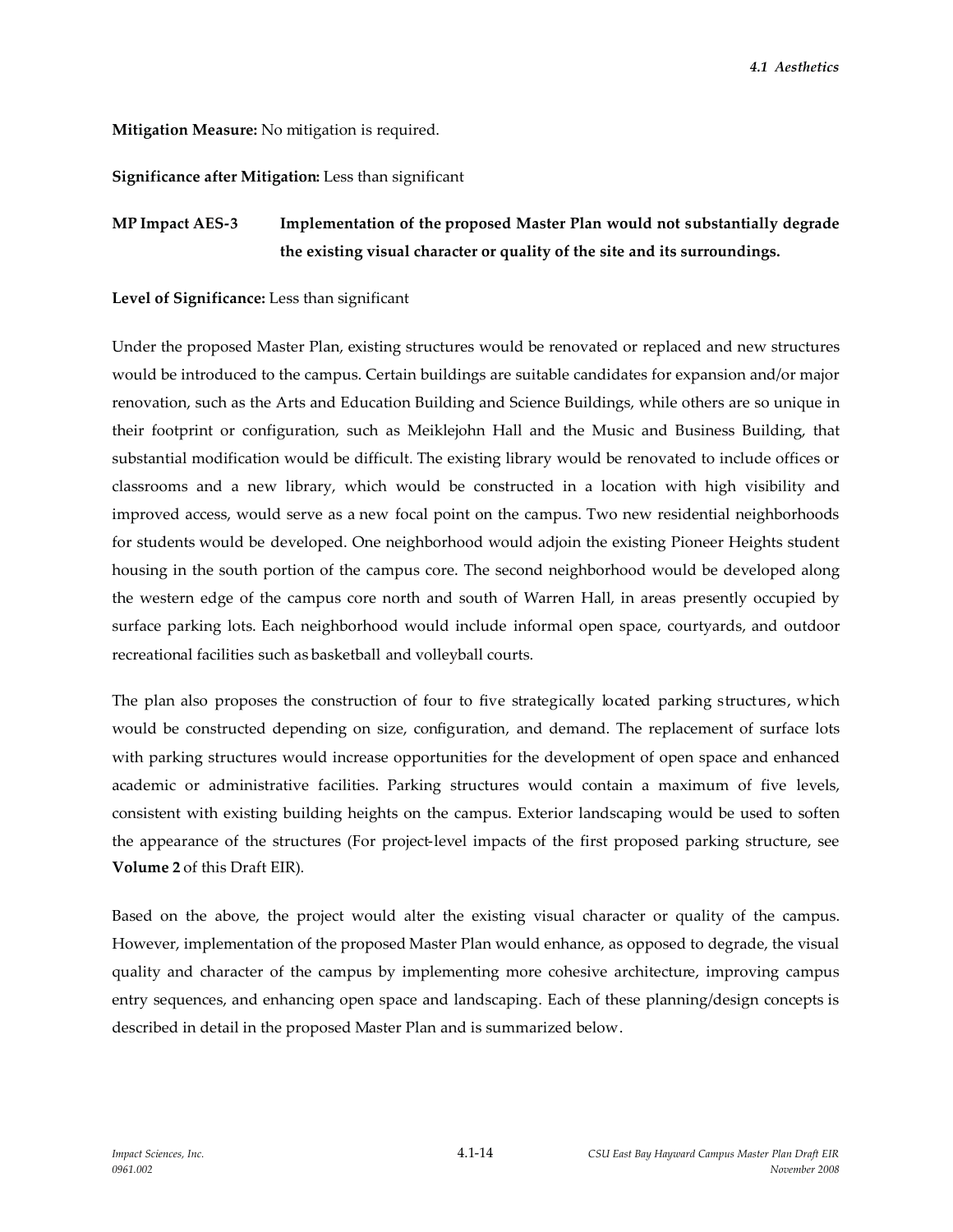**Mitigation Measure:** No mitigation is required.

**Significance after Mitigation:** Less than significant

**MP Impact AES-3 Implementation of the proposed Master Plan would not substantially degrade the existing visual character or quality of the site and its surroundings.**

**Level of Significance:** Less than significant

Under the proposed Master Plan, existing structures would be renovated or replaced and new structures would be introduced to the campus. Certain buildings are suitable candidates for expansion and/or major renovation, such as the Arts and Education Building and Science Buildings, while others are so unique in their footprint or configuration, such as Meiklejohn Hall and the Music and Business Building, that substantial modification would be difficult. The existing library would be renovated to include offices or classrooms and a new library, which would be constructed in a location with high visibility and improved access, would serve as a new focal point on the campus. Two new residential neighborhoods for students would be developed. One neighborhood would adjoin the existing Pioneer Heights student housing in the south portion of the campus core. The second neighborhood would be developed along the western edge of the campus core north and south of Warren Hall, in areas presently occupied by surface parking lots. Each neighborhood would include informal open space, courtyards, and outdoor recreational facilities such as basketball and volleyball courts.

The plan also proposes the construction of four to five strategically located parking structures, which would be constructed depending on size, configuration, and demand. The replacement of surface lots with parking structures would increase opportunities for the development of open space and enhanced academic or administrative facilities. Parking structures would contain a maximum of five levels, consistent with existing building heights on the campus. Exterior landscaping would be used to soften the appearance of the structures (For project-level impacts of the first proposed parking structure, see **Volume 2** of this Draft EIR).

Based on the above, the project would alter the existing visual character or quality of the campus. However, implementation of the proposed Master Plan would enhance, as opposed to degrade, the visual quality and character of the campus by implementing more cohesive architecture, improving campus entry sequences, and enhancing open space and landscaping. Each of these planning/design concepts is described in detail in the proposed Master Plan and is summarized below.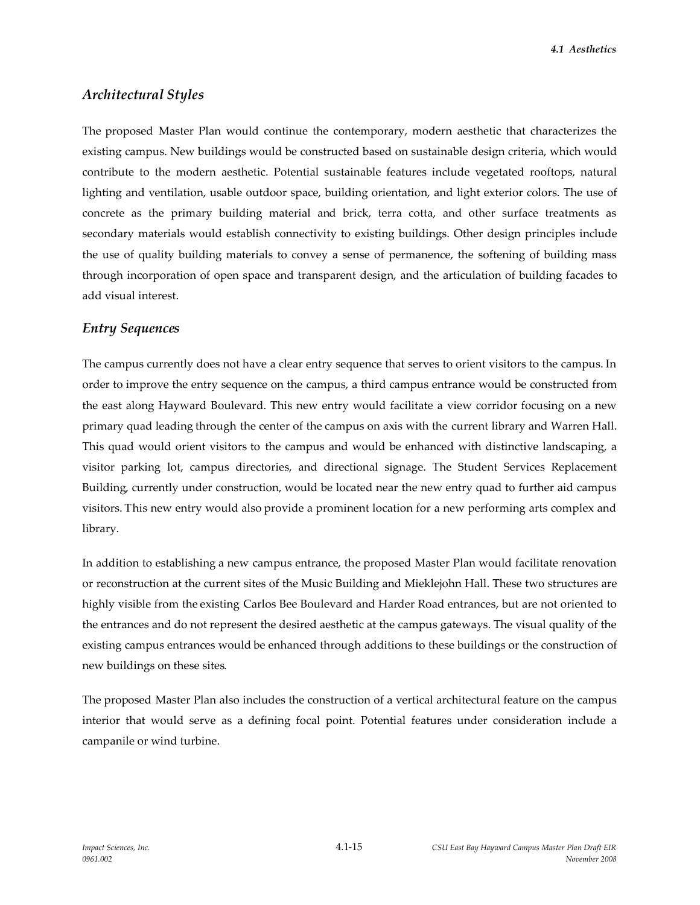## *Architectural Styles*

The proposed Master Plan would continue the contemporary, modern aesthetic that characterizes the existing campus. New buildings would be constructed based on sustainable design criteria, which would contribute to the modern aesthetic. Potential sustainable features include vegetated rooftops, natural lighting and ventilation, usable outdoor space, building orientation, and light exterior colors. The use of concrete as the primary building material and brick, terra cotta, and other surface treatments as secondary materials would establish connectivity to existing buildings. Other design principles include the use of quality building materials to convey a sense of permanence, the softening of building mass through incorporation of open space and transparent design, and the articulation of building facades to add visual interest.

## *Entry Sequences*

The campus currently does not have a clear entry sequence that serves to orient visitors to the campus. In order to improve the entry sequence on the campus, a third campus entrance would be constructed from the east along Hayward Boulevard. This new entry would facilitate a view corridor focusing on a new primary quad leading through the center of the campus on axis with the current library and Warren Hall. This quad would orient visitors to the campus and would be enhanced with distinctive landscaping, a visitor parking lot, campus directories, and directional signage. The Student Services Replacement Building, currently under construction, would be located near the new entry quad to further aid campus visitors. This new entry would also provide a prominent location for a new performing arts complex and library.

In addition to establishing a new campus entrance, the proposed Master Plan would facilitate renovation or reconstruction at the current sites of the Music Building and Mieklejohn Hall. These two structures are highly visible from the existing Carlos Bee Boulevard and Harder Road entrances, but are not oriented to the entrances and do not represent the desired aesthetic at the campus gateways. The visual quality of the existing campus entrances would be enhanced through additions to these buildings or the construction of new buildings on these sites.

The proposed Master Plan also includes the construction of a vertical architectural feature on the campus interior that would serve as a defining focal point. Potential features under consideration include a campanile or wind turbine.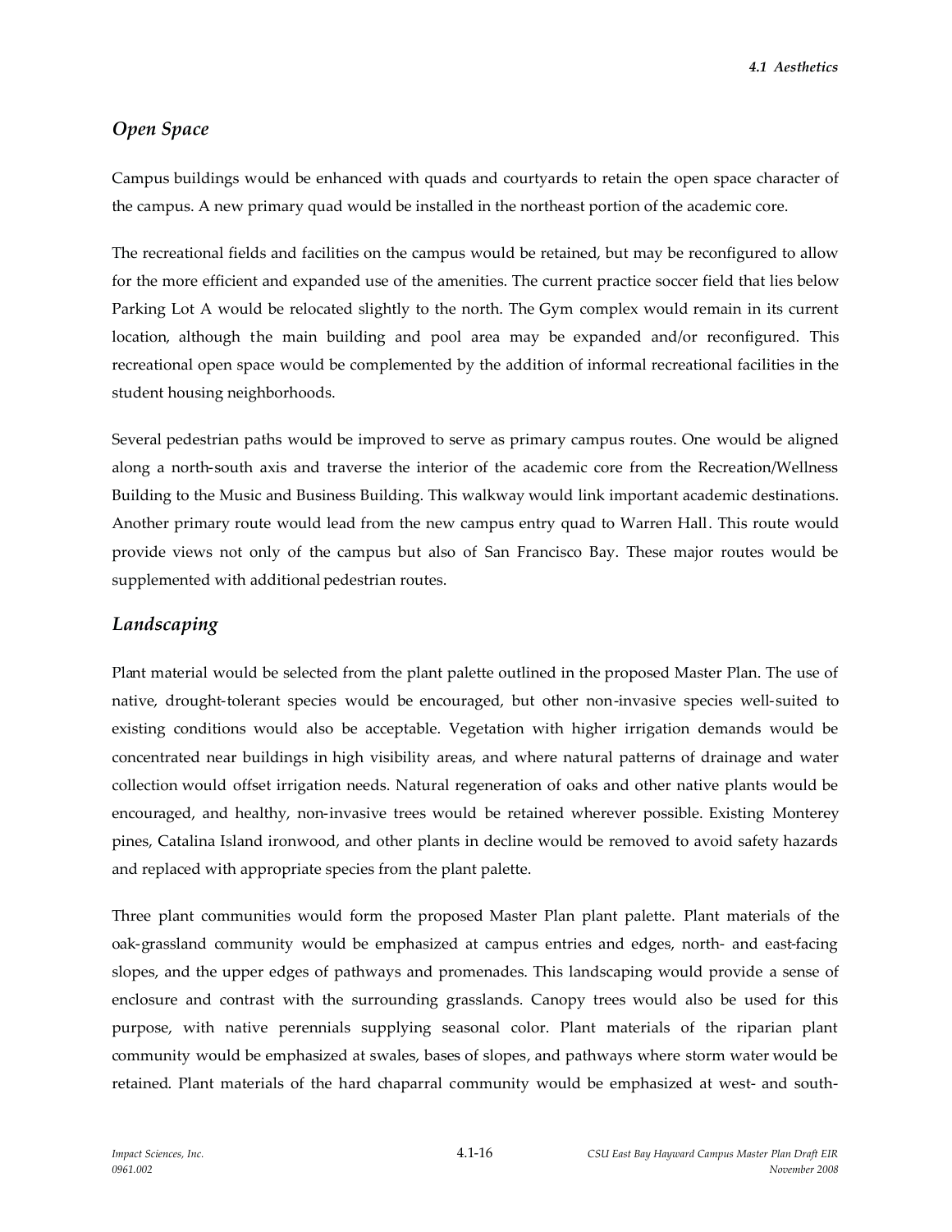## *Open Space*

Campus buildings would be enhanced with quads and courtyards to retain the open space character of the campus. A new primary quad would be installed in the northeast portion of the academic core.

The recreational fields and facilities on the campus would be retained, but may be reconfigured to allow for the more efficient and expanded use of the amenities. The current practice soccer field that lies below Parking Lot A would be relocated slightly to the north. The Gym complex would remain in its current location, although the main building and pool area may be expanded and/or reconfigured. This recreational open space would be complemented by the addition of informal recreational facilities in the student housing neighborhoods.

Several pedestrian paths would be improved to serve as primary campus routes. One would be aligned along a north-south axis and traverse the interior of the academic core from the Recreation/Wellness Building to the Music and Business Building. This walkway would link important academic destinations. Another primary route would lead from the new campus entry quad to Warren Hall. This route would provide views not only of the campus but also of San Francisco Bay. These major routes would be supplemented with additional pedestrian routes.

## *Landscaping*

Plant material would be selected from the plant palette outlined in the proposed Master Plan. The use of native, drought-tolerant species would be encouraged, but other non-invasive species well-suited to existing conditions would also be acceptable. Vegetation with higher irrigation demands would be concentrated near buildings in high visibility areas, and where natural patterns of drainage and water collection would offset irrigation needs. Natural regeneration of oaks and other native plants would be encouraged, and healthy, non-invasive trees would be retained wherever possible. Existing Monterey pines, Catalina Island ironwood, and other plants in decline would be removed to avoid safety hazards and replaced with appropriate species from the plant palette.

Three plant communities would form the proposed Master Plan plant palette. Plant materials of the oak-grassland community would be emphasized at campus entries and edges, north- and east-facing slopes, and the upper edges of pathways and promenades. This landscaping would provide a sense of enclosure and contrast with the surrounding grasslands. Canopy trees would also be used for this purpose, with native perennials supplying seasonal color. Plant materials of the riparian plant community would be emphasized at swales, bases of slopes, and pathways where storm water would be retained. Plant materials of the hard chaparral community would be emphasized at west- and south-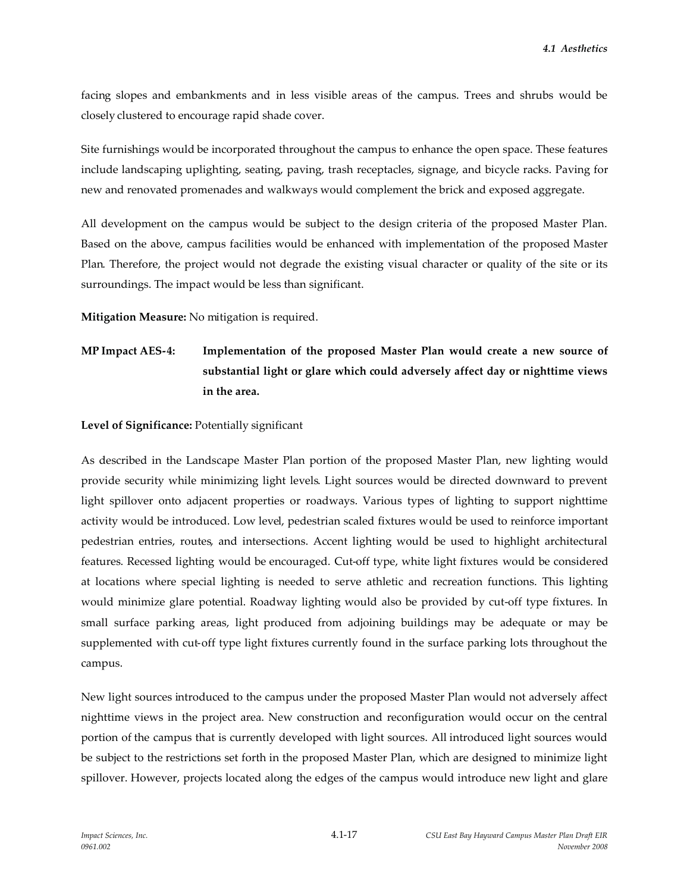facing slopes and embankments and in less visible areas of the campus. Trees and shrubs would be closely clustered to encourage rapid shade cover.

Site furnishings would be incorporated throughout the campus to enhance the open space. These features include landscaping uplighting, seating, paving, trash receptacles, signage, and bicycle racks. Paving for new and renovated promenades and walkways would complement the brick and exposed aggregate.

All development on the campus would be subject to the design criteria of the proposed Master Plan. Based on the above, campus facilities would be enhanced with implementation of the proposed Master Plan. Therefore, the project would not degrade the existing visual character or quality of the site or its surroundings. The impact would be less than significant.

**Mitigation Measure:** No mitigation is required.

**MP Impact AES-4: Implementation of the proposed Master Plan would create a new source of substantial light or glare which could adversely affect day or nighttime views in the area.**

**Level of Significance:** Potentially significant

As described in the Landscape Master Plan portion of the proposed Master Plan, new lighting would provide security while minimizing light levels. Light sources would be directed downward to prevent light spillover onto adjacent properties or roadways. Various types of lighting to support nighttime activity would be introduced. Low level, pedestrian scaled fixtures would be used to reinforce important pedestrian entries, routes, and intersections. Accent lighting would be used to highlight architectural features. Recessed lighting would be encouraged. Cut-off type, white light fixtures would be considered at locations where special lighting is needed to serve athletic and recreation functions. This lighting would minimize glare potential. Roadway lighting would also be provided by cut-off type fixtures. In small surface parking areas, light produced from adjoining buildings may be adequate or may be supplemented with cut-off type light fixtures currently found in the surface parking lots throughout the campus.

New light sources introduced to the campus under the proposed Master Plan would not adversely affect nighttime views in the project area. New construction and reconfiguration would occur on the central portion of the campus that is currently developed with light sources. All introduced light sources would be subject to the restrictions set forth in the proposed Master Plan, which are designed to minimize light spillover. However, projects located along the edges of the campus would introduce new light and glare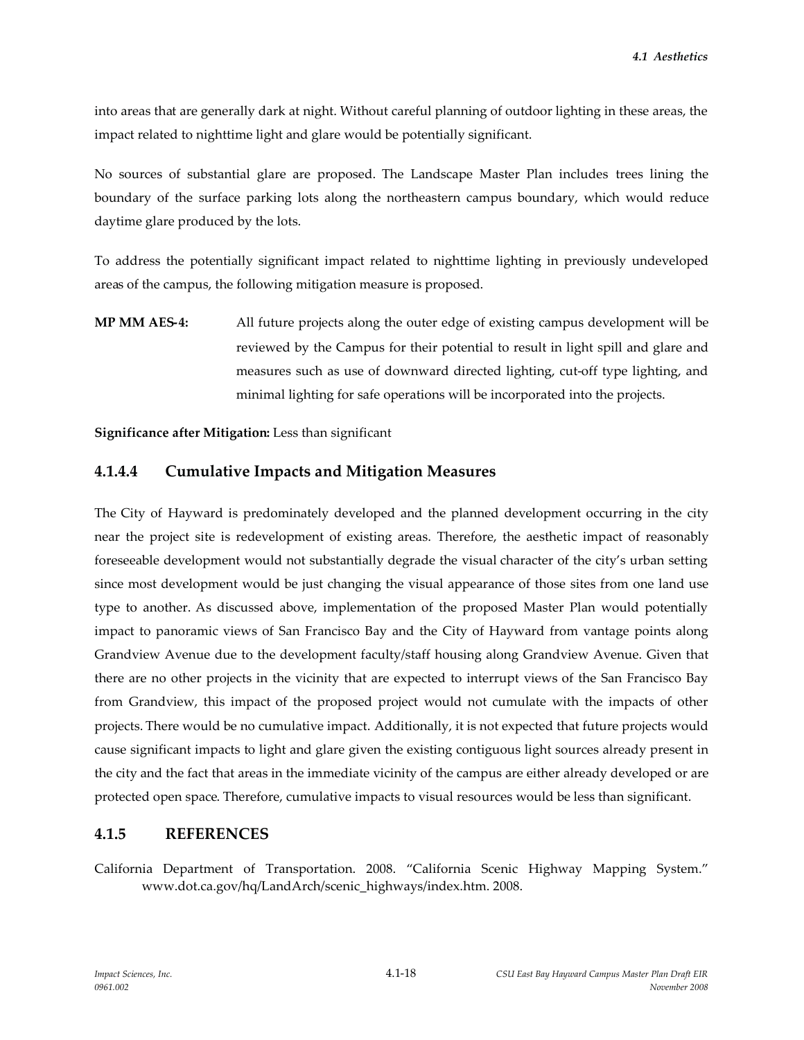into areas that are generally dark at night. Without careful planning of outdoor lighting in these areas, the impact related to nighttime light and glare would be potentially significant.

No sources of substantial glare are proposed. The Landscape Master Plan includes trees lining the boundary of the surface parking lots along the northeastern campus boundary, which would reduce daytime glare produced by the lots.

To address the potentially significant impact related to nighttime lighting in previously undeveloped areas of the campus, the following mitigation measure is proposed.

**MP MM AES-4:** All future projects along the outer edge of existing campus development will be reviewed by the Campus for their potential to result in light spill and glare and measures such as use of downward directed lighting, cut-off type lighting, and minimal lighting for safe operations will be incorporated into the projects.

**Significance after Mitigation:** Less than significant

### 4.1.4.4 Cumulative Impacts and Mitigation Measures

The City of Hayward is predominately developed and the planned development occurring in the city near the project site is redevelopment of existing areas. Therefore, the aesthetic impact of reasonably foreseeable development would not substantially degrade the visual character of the city's urban setting since most development would be just changing the visual appearance of those sites from one land use type to another. As discussed above, implementation of the proposed Master Plan would potentially impact to panoramic views of San Francisco Bay and the City of Hayward from vantage points along Grandview Avenue due to the development faculty/staff housing along Grandview Avenue. Given that there are no other projects in the vicinity that are expected to interrupt views of the San Francisco Bay from Grandview, this impact of the proposed project would not cumulate with the impacts of other projects. There would be no cumulative impact. Additionally, it is not expected that future projects would cause significant impacts to light and glare given the existing contiguous light sources already present in the city and the fact that areas in the immediate vicinity of the campus are either already developed or are protected open space. Therefore, cumulative impacts to visual resources would be less than significant.

## 4.1.5 REFERENCES

California Department of Transportation. 2008. "California Scenic Highway Mapping System." www.dot.ca.gov/hq/LandArch/scenic_highways/index.htm. 2008.